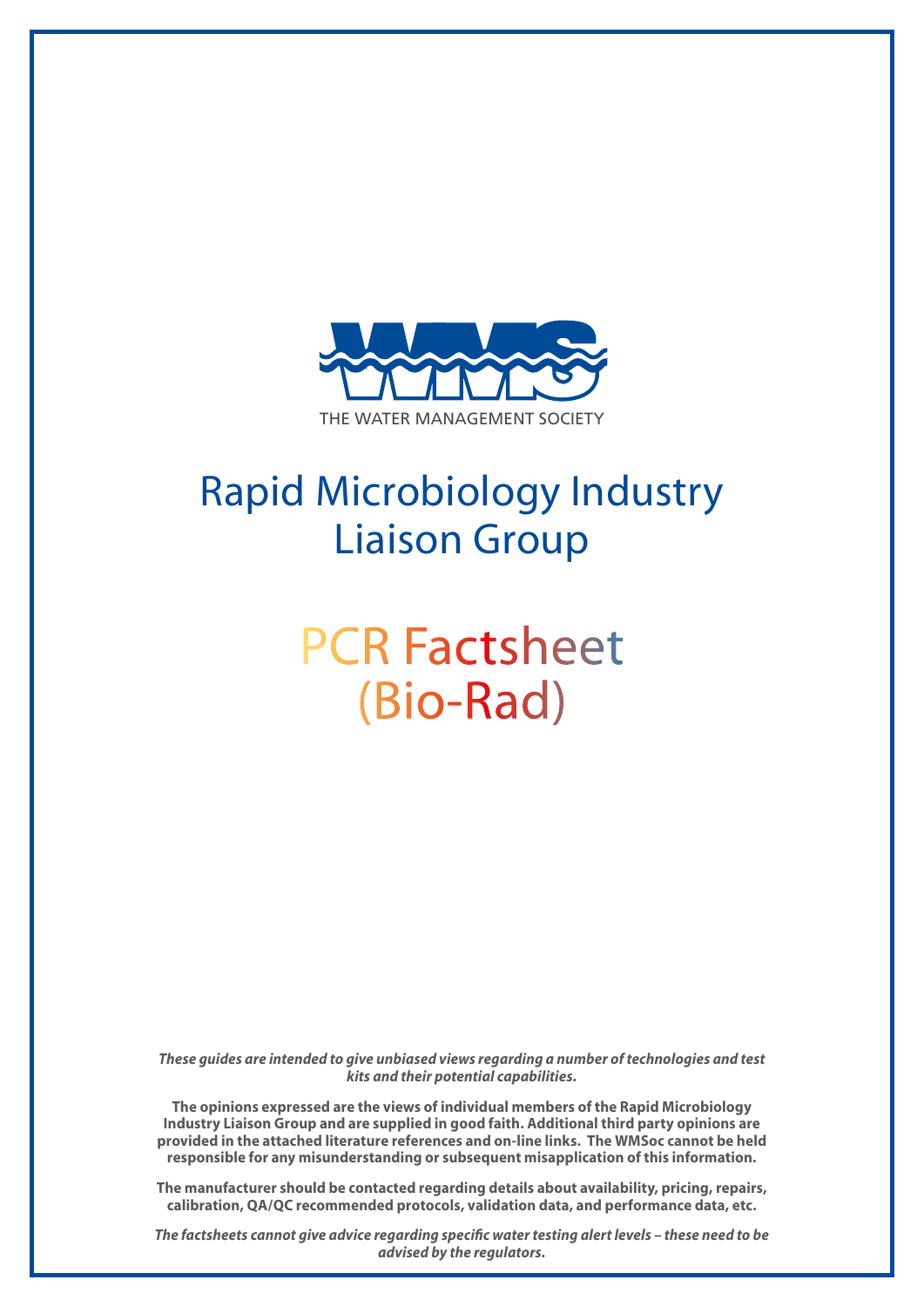THE WATER MANAGEMENT SOCIETY

# Rapid Microbiology Industry Liaison Group

# PCR Factsheet (Bio-Rad)

***These guides are intended to give unbiased views regarding a number of technologies and test kits and their potential capabilities.***

**The opinions expressed are the views of individual members of the Rapid Microbiology Industry Liaison Group and are supplied in good faith. Additional third party opinions are provided in the attached literature references and on-line links. The WMSoc cannot be held responsible for any misunderstanding or subsequent misapplication of this information.**

**The manufacturer should be contacted regarding details about availability, pricing, repairs, calibration, QA/QC recommended protocols, validation data, and performance data, etc.**

***The factsheets cannot give advice regarding specific water testing alert levels – these need to be advised by the regulators.***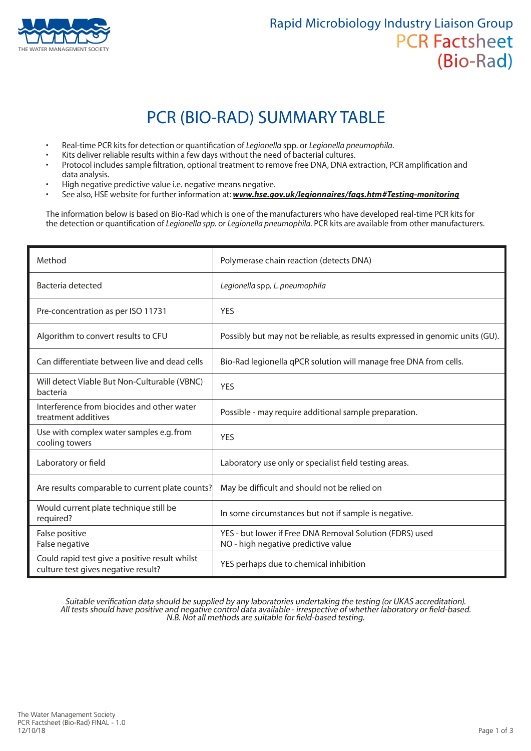Rapid Microbiology Industry Liaison Group

PCR Factsheet (Bio-Rad)

# PCR (BIO-RAD) SUMMARY TABLE

- Real-time PCR kits for detection or quantification of *Legionella* spp. or *Legionella pneumophila*.
- Kits deliver reliable results within a few days without the need of bacterial cultures.
- Protocol includes sample filtration, optional treatment to remove free DNA, DNA extraction, PCR amplification and data analysis.
- High negative predictive value i.e. negative means negative.
- See also, HSE website for further information at: ***www.hse.gov.uk/legionnaires/faqs.htm#Testing-monitoring***

The information below is based on Bio-Rad which is one of the manufacturers who have developed real-time PCR kits for the detection or quantification of *Legionella spp.* or *Legionella pneumophila.* PCR kits are available from other manufacturers.

| | |
|---|---|
| Method | Polymerase chain reaction (detects DNA) |
| Bacteria detected | *Legionella* spp, *L. pneumophila* |
| Pre-concentration as per ISO 11731 | YES |
| Algorithm to convert results to CFU | Possibly but may not be reliable, as results expressed in genomic units (GU). |
| Can differentiate between live and dead cells | Bio-Rad legionella qPCR solution will manage free DNA from cells. |
| Will detect Viable But Non-Culturable (VBNC) bacteria | YES |
| Interference from biocides and other water treatment additives | Possible - may require additional sample preparation. |
| Use with complex water samples e.g. from cooling towers | YES |
| Laboratory or field | Laboratory use only or specialist field testing areas. |
| Are results comparable to current plate counts? | May be difficult and should not be relied on |
| Would current plate technique still be required? | In some circumstances but not if sample is negative. |
| False positive<br>False negative | YES - but lower if Free DNA Removal Solution (FDRS) used<br>NO - high negative predictive value |
| Could rapid test give a positive result whilst culture test gives negative result? | YES perhaps due to chemical inhibition |

*Suitable verification data should be supplied by any laboratories undertaking the testing (or UKAS accreditation).*
*All tests should have positive and negative control data available - irrespective of whether laboratory or field-based.*
*N.B. Not all methods are suitable for field-based testing.*

The Water Management Society
PCR Factsheet (Bio-Rad) FINAL - 1.0
12/10/18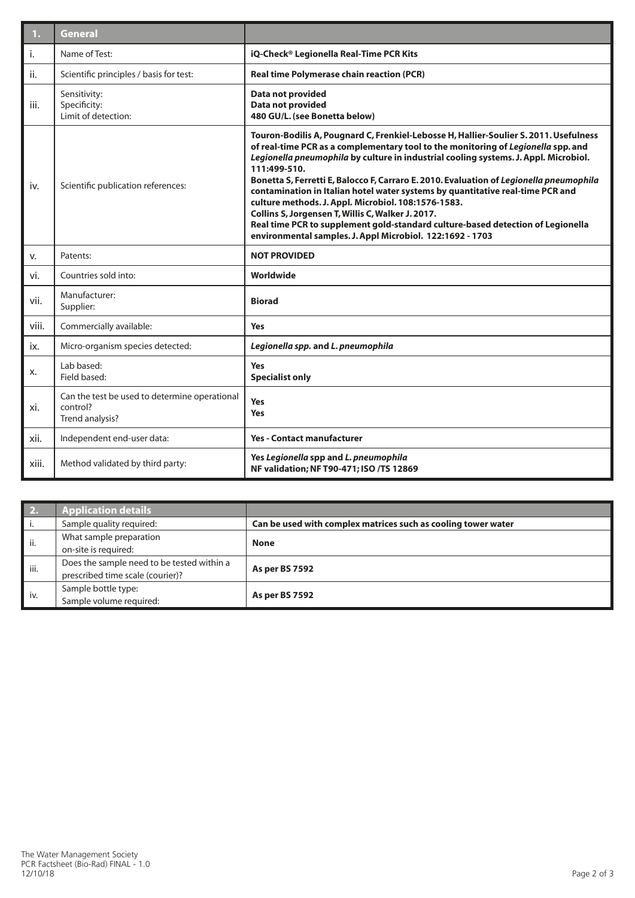| 1. | General | |
|---|---|---|
| i. | Name of Test: | **iQ-Check® Legionella Real-Time PCR Kits** |
| ii. | Scientific principles / basis for test: | **Real time Polymerase chain reaction (PCR)** |
| iii. | Sensitivity:<br>Specificity:<br>Limit of detection: | **Data not provided**<br>**Data not provided**<br>**480 GU/L. (see Bonetta below)** |
| iv. | Scientific publication references: | **Touron-Bodilis A, Pougnard C, Frenkiel-Lebosse H, Hallier-Soulier S. 2011. Usefulness of real-time PCR as a complementary tool to the monitoring of *Legionella* spp. and *Legionella pneumophila* by culture in industrial cooling systems. J. Appl. Microbiol. 111:499-510.**<br>**Bonetta S, Ferretti E, Balocco F, Carraro E. 2010. Evaluation of *Legionella pneumophila* contamination in Italian hotel water systems by quantitative real-time PCR and culture methods. J. Appl. Microbiol. 108:1576-1583.**<br>**Collins S, Jorgensen T, Willis C, Walker J. 2017.**<br>**Real time PCR to supplement gold-standard culture-based detection of Legionella environmental samples. J. Appl Microbiol. 122:1692 - 1703** |
| v. | Patents: | **NOT PROVIDED** |
| vi. | Countries sold into: | **Worldwide** |
| vii. | Manufacturer:<br>Supplier: | **Biorad** |
| viii. | Commercially available: | **Yes** |
| ix. | Micro-organism species detected: | ***Legionella spp.* and *L. pneumophila*** |
| x. | Lab based:<br>Field based: | **Yes**<br>**Specialist only** |
| xi. | Can the test be used to determine operational control?<br>Trend analysis? | **Yes**<br>**Yes** |
| xii. | Independent end-user data: | **Yes - Contact manufacturer** |
| xiii. | Method validated by third party: | **Yes *Legionella* spp and *L. pneumophila***<br>**NF validation; NF T90-471; ISO /TS 12869** |

| 2. | Application details | |
|---|---|---|
| i. | Sample quality required: | **Can be used with complex matrices such as cooling tower water** |
| ii. | What sample preparation on-site is required: | **None** |
| iii. | Does the sample need to be tested within a prescribed time scale (courier)? | **As per BS 7592** |
| iv. | Sample bottle type:<br>Sample volume required: | **As per BS 7592** |

The Water Management Society
PCR Factsheet (Bio-Rad) FINAL - 1.0
12/10/18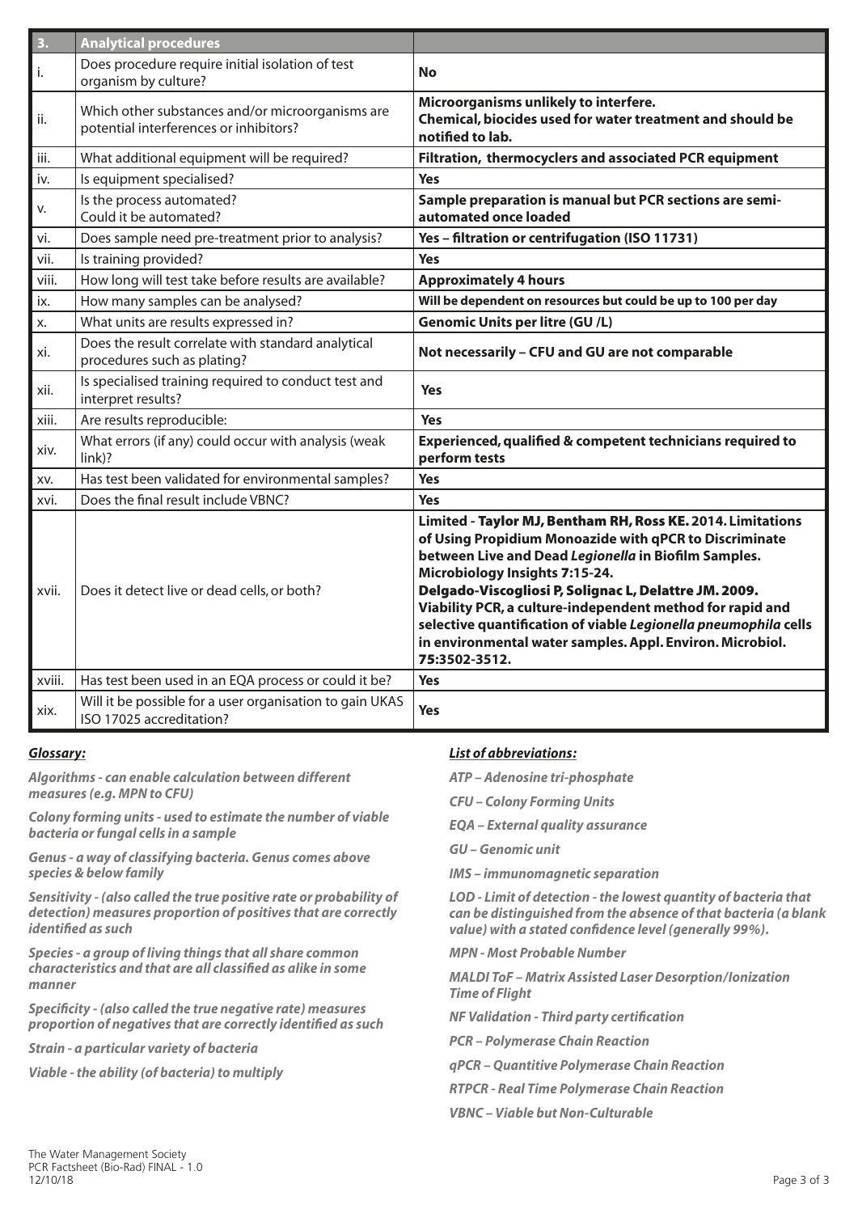| 3. | Analytical procedures | |
|---|---|---|
| i. | Does procedure require initial isolation of test organism by culture? | **No** |
| ii. | Which other substances and/or microorganisms are potential interferences or inhibitors? | **Microorganisms unlikely to interfere. Chemical, biocides used for water treatment and should be notified to lab.** |
| iii. | What additional equipment will be required? | **Filtration, thermocyclers and associated PCR equipment** |
| iv. | Is equipment specialised? | **Yes** |
| v. | Is the process automated? Could it be automated? | **Sample preparation is manual but PCR sections are semi-automated once loaded** |
| vi. | Does sample need pre-treatment prior to analysis? | **Yes – filtration or centrifugation (ISO 11731)** |
| vii. | Is training provided? | **Yes** |
| viii. | How long will test take before results are available? | **Approximately 4 hours** |
| ix. | How many samples can be analysed? | **Will be dependent on resources but could be up to 100 per day** |
| x. | What units are results expressed in? | **Genomic Units per litre (GU /L)** |
| xi. | Does the result correlate with standard analytical procedures such as plating? | **Not necessarily – CFU and GU are not comparable** |
| xii. | Is specialised training required to conduct test and interpret results? | **Yes** |
| xiii. | Are results reproducible: | **Yes** |
| xiv. | What errors (if any) could occur with analysis (weak link)? | **Experienced, qualified & competent technicians required to perform tests** |
| xv. | Has test been validated for environmental samples? | **Yes** |
| xvi. | Does the final result include VBNC? | **Yes** |
| xvii. | Does it detect live or dead cells, or both? | **Limited - Taylor MJ, Bentham RH, Ross KE. 2014. Limitations of Using Propidium Monoazide with qPCR to Discriminate between Live and Dead *Legionella* in Biofilm Samples. Microbiology Insights 7:15-24. Delgado-Viscogliosi P, Solignac L, Delattre JM. 2009. Viability PCR, a culture-independent method for rapid and selective quantification of viable *Legionella pneumophila* cells in environmental water samples. Appl. Environ. Microbiol. 75:3502-3512.** |
| xviii. | Has test been used in an EQA process or could it be? | **Yes** |
| xix. | Will it be possible for a user organisation to gain UKAS ISO 17025 accreditation? | **Yes** |

***Glossary:***

***Algorithms - can enable calculation between different measures (e.g. MPN to CFU)***

***Colony forming units - used to estimate the number of viable bacteria or fungal cells in a sample***

***Genus - a way of classifying bacteria. Genus comes above species & below family***

***Sensitivity - (also called the true positive rate or probability of detection) measures proportion of positives that are correctly identified as such***

***Species - a group of living things that all share common characteristics and that are all classified as alike in some manner***

***Specificity - (also called the true negative rate) measures proportion of negatives that are correctly identified as such***

***Strain - a particular variety of bacteria***

***Viable - the ability (of bacteria) to multiply***

***List of abbreviations:***

***ATP – Adenosine tri-phosphate***

***CFU – Colony Forming Units***

***EQA – External quality assurance***

***GU – Genomic unit***

***IMS – immunomagnetic separation***

***LOD - Limit of detection - the lowest quantity of bacteria that can be distinguished from the absence of that bacteria (a blank value) with a stated confidence level (generally 99%).***

***MPN - Most Probable Number***

***MALDI ToF – Matrix Assisted Laser Desorption/Ionization Time of Flight***

***NF Validation - Third party certification***

***PCR – Polymerase Chain Reaction***

***qPCR – Quantitive Polymerase Chain Reaction***

***RTPCR - Real Time Polymerase Chain Reaction***

***VBNC – Viable but Non-Culturable***

The Water Management Society
PCR Factsheet (Bio-Rad) FINAL - 1.0
12/10/18